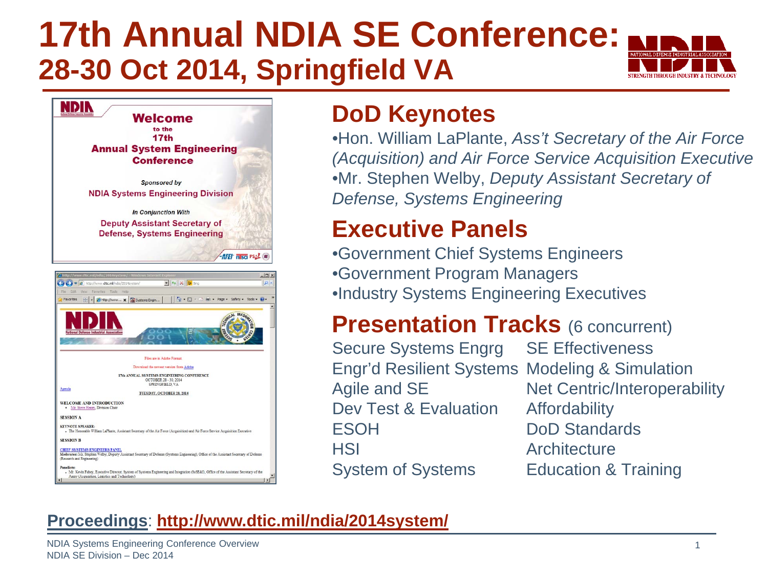# 17th Annual NDIA SE Conference: 28-30 Oct 2014, Springfield VA

## DoD Keynotes

- Hon. William LaPlante, *Ass't Secretary of the Air Force (Acquisition) and Air Force Service Acquisition Executive*
- Mr. Stephen Welby, *Deputy Assistant Secretary of Defense, Systems Engineering*

## Executive Panels

- Government Chief Systems Engineers
- Government Program Managers
- Industry Systems Engineering Executives

## Presentation Tracks (6 concurrent)

| | |
|---|---|
| Secure Systems Engrg | SE Effectiveness |
| Engr'd Resilient Systems | Modeling & Simulation |
| Agile and SE | Net Centric/Interoperability |
| Dev Test & Evaluation | Affordability |
| ESOH | DoD Standards |
| HSI | Architecture |
| System of Systems | Education & Training |

**Proceedings**: **http://www.dtic.mil/ndia/2014system/**

NDIA Systems Engineering Conference Overview
NDIA SE Division – Dec 2014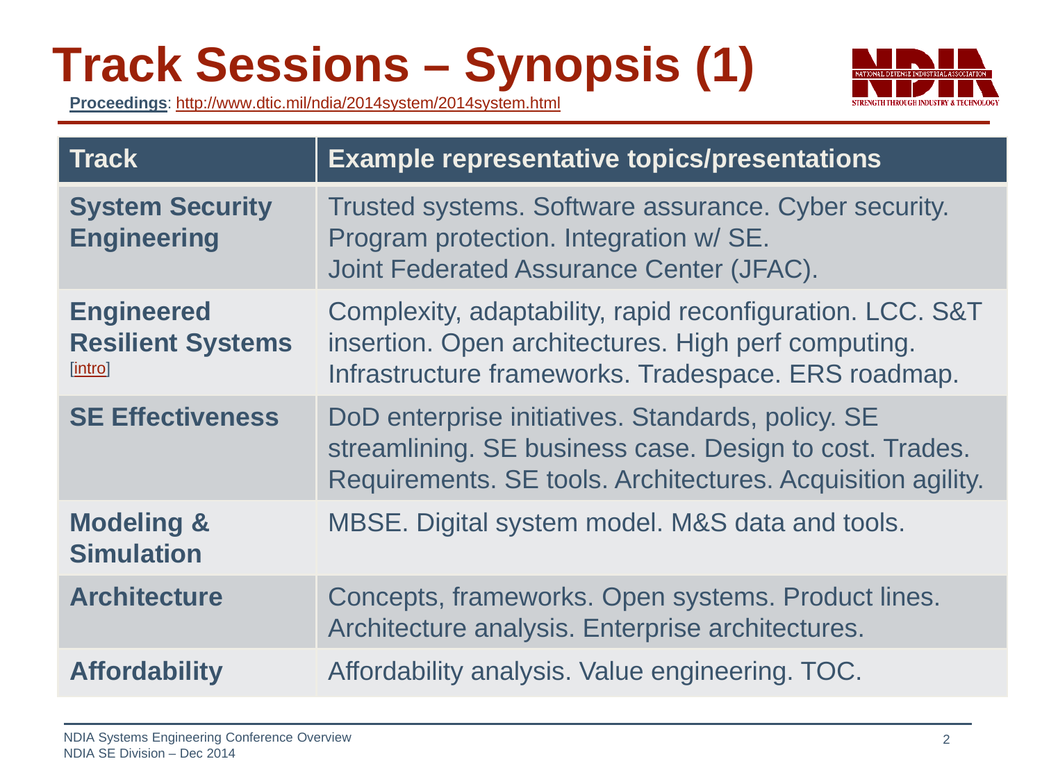# Track Sessions – Synopsis (1)

**Proceedings**: http://www.dtic.mil/ndia/2014system/2014system.html

| Track | Example representative topics/presentations |
|---|---|
| **System Security Engineering** | Trusted systems. Software assurance. Cyber security. Program protection. Integration w/ SE. Joint Federated Assurance Center (JFAC). |
| **Engineered Resilient Systems** [intro] | Complexity, adaptability, rapid reconfiguration. LCC. S&T insertion. Open architectures. High perf computing. Infrastructure frameworks. Tradespace. ERS roadmap. |
| **SE Effectiveness** | DoD enterprise initiatives. Standards, policy. SE streamlining. SE business case. Design to cost. Trades. Requirements. SE tools. Architectures. Acquisition agility. |
| **Modeling & Simulation** | MBSE. Digital system model. M&S data and tools. |
| **Architecture** | Concepts, frameworks. Open systems. Product lines. Architecture analysis. Enterprise architectures. |
| **Affordability** | Affordability analysis. Value engineering. TOC. |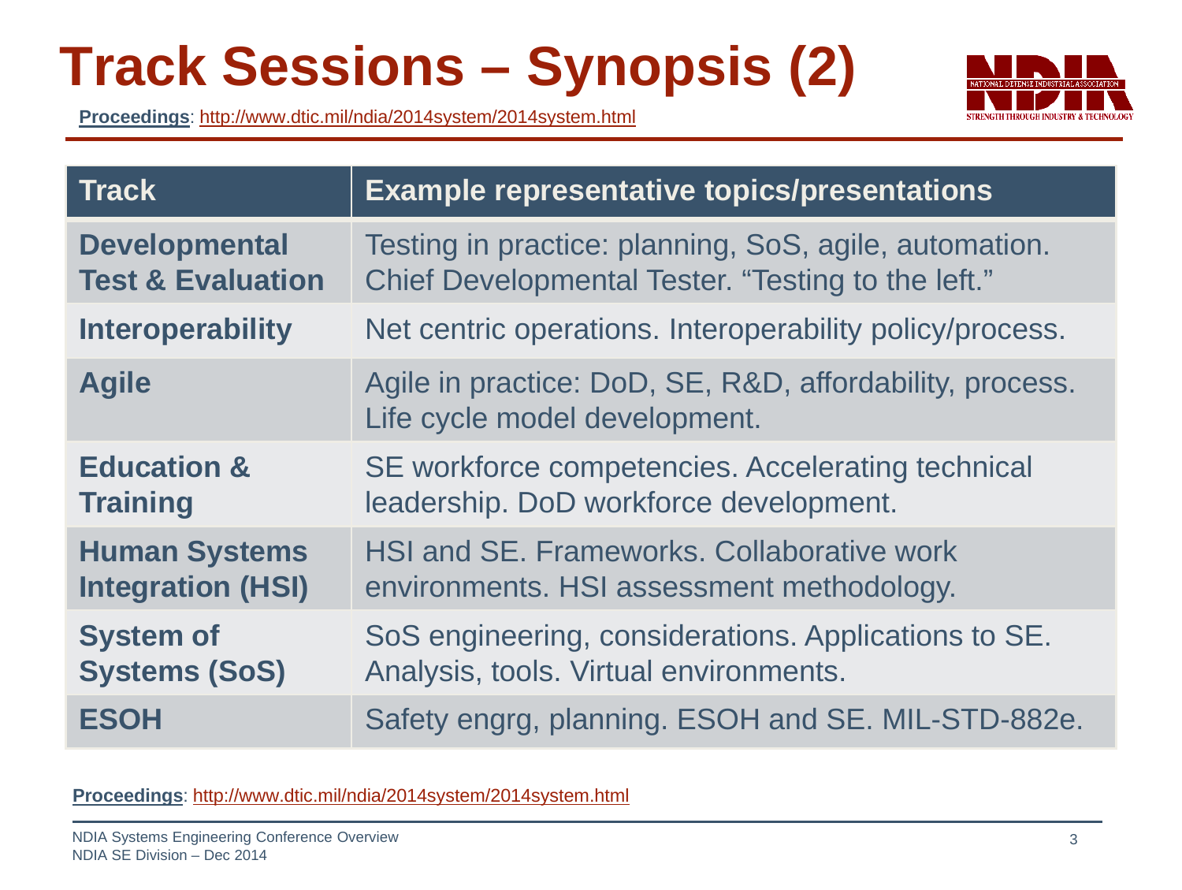# Track Sessions – Synopsis (2)

**Proceedings**: http://www.dtic.mil/ndia/2014system/2014system.html

| Track | Example representative topics/presentations |
|---|---|
| **Developmental Test & Evaluation** | Testing in practice: planning, SoS, agile, automation. Chief Developmental Tester. “Testing to the left.” |
| **Interoperability** | Net centric operations. Interoperability policy/process. |
| **Agile** | Agile in practice: DoD, SE, R&D, affordability, process. Life cycle model development. |
| **Education & Training** | SE workforce competencies. Accelerating technical leadership. DoD workforce development. |
| **Human Systems Integration (HSI)** | HSI and SE. Frameworks. Collaborative work environments. HSI assessment methodology. |
| **System of Systems (SoS)** | SoS engineering, considerations. Applications to SE. Analysis, tools. Virtual environments. |
| **ESOH** | Safety engrg, planning. ESOH and SE. MIL-STD-882e. |

**Proceedings**: http://www.dtic.mil/ndia/2014system/2014system.html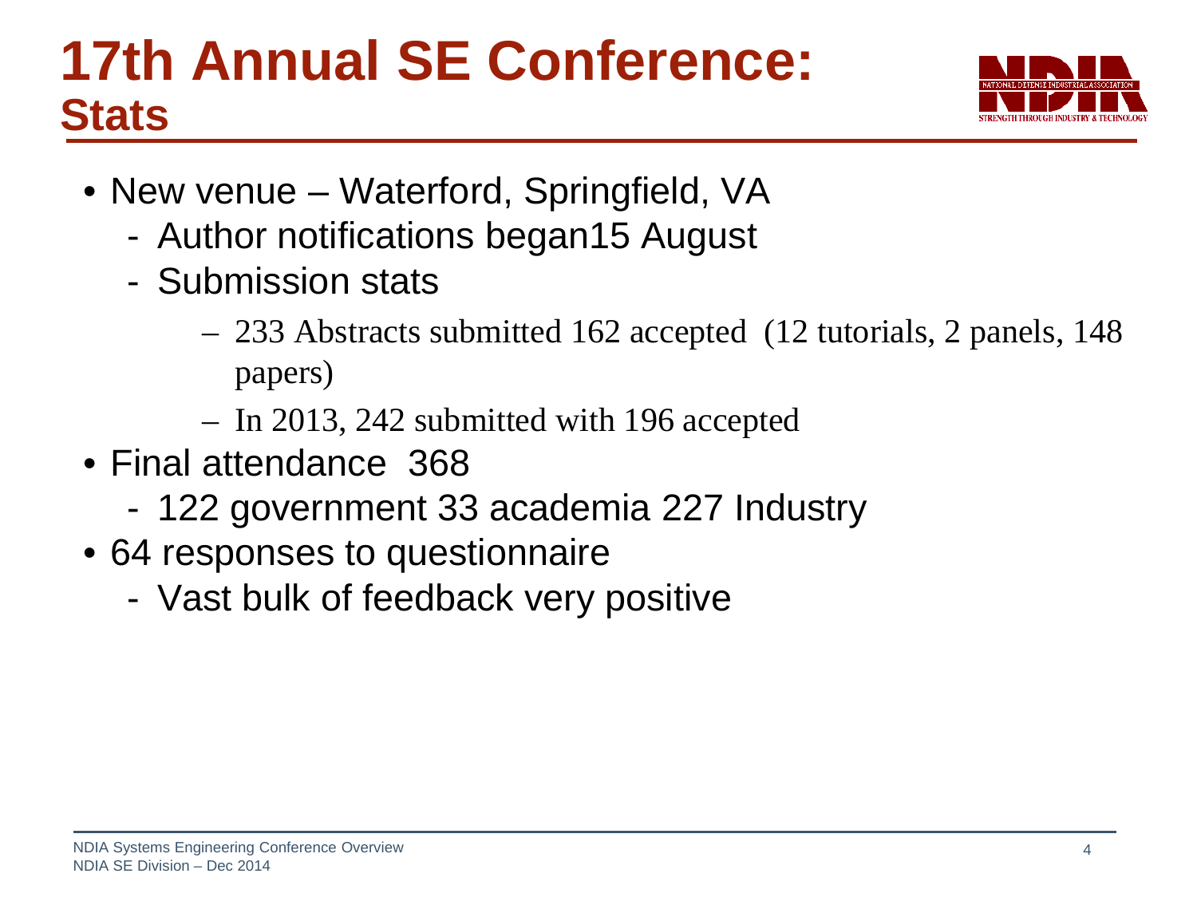# 17th Annual SE Conference: Stats

- New venue – Waterford, Springfield, VA
  - Author notifications began15 August
  - Submission stats
    - 233 Abstracts submitted 162 accepted (12 tutorials, 2 panels, 148 papers)
    - In 2013, 242 submitted with 196 accepted
- Final attendance 368
  - 122 government 33 academia 227 Industry
- 64 responses to questionnaire
  - Vast bulk of feedback very positive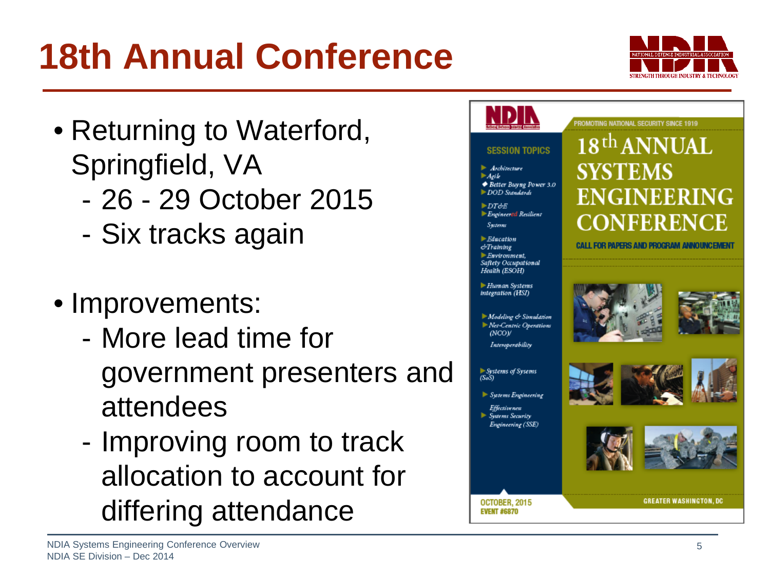# 18th Annual Conference

- Returning to Waterford, Springfield, VA
  - 26 - 29 October 2015
  - Six tracks again
- Improvements:
  - More lead time for government presenters and attendees
  - Improving room to track allocation to account for differing attendance

NDIA

PROMOTING NATIONAL SECURITY SINCE 1919

18th ANNUAL SYSTEMS ENGINEERING CONFERENCE

CALL FOR PAPERS AND PROGRAM ANNOUNCEMENT

SESSION TOPICS

- Architecture
- Agile
- Better Buying Power 3.0
- DOD Standards
- DT&E
- Engineered Resilient Systems
- Education & Training
- Environment, Safety Occupational Health (ESOH)
- Human Systems Integration (HSI)
- Modeling & Simulation
- Net-Centric Operations (NCO)/ Interoperability
- Systems of Systems (SoS)
- Systems Engineering Effectiveness
- Systems Security Engineering (SSE)

OCTOBER, 2015
EVENT #6870

GREATER WASHINGTON, DC